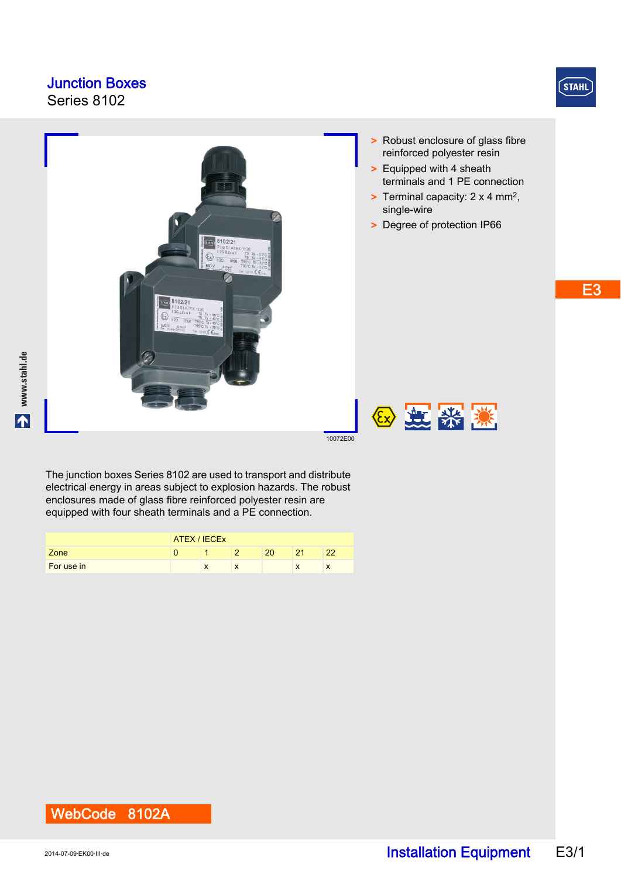# Junction Boxes

Series 8102

10072E00

- Robust enclosure of glass fibre reinforced polyester resin
- Equipped with 4 sheath terminals and 1 PE connection
- Terminal capacity: 2 x 4 mm², single-wire
- Degree of protection IP66

The junction boxes Series 8102 are used to transport and distribute electrical energy in areas subject to explosion hazards. The robust enclosures made of glass fibre reinforced polyester resin are equipped with four sheath terminals and a PE connection.

| | ATEX / IECEx | | | | | |
|---|---|---|---|---|---|---|
| Zone | 0 | 1 | 2 | 20 | 21 | 22 |
| For use in | | x | x | | x | x |

**WebCode 8102A**

2014-07-09·EK00·III·de

Installation Equipment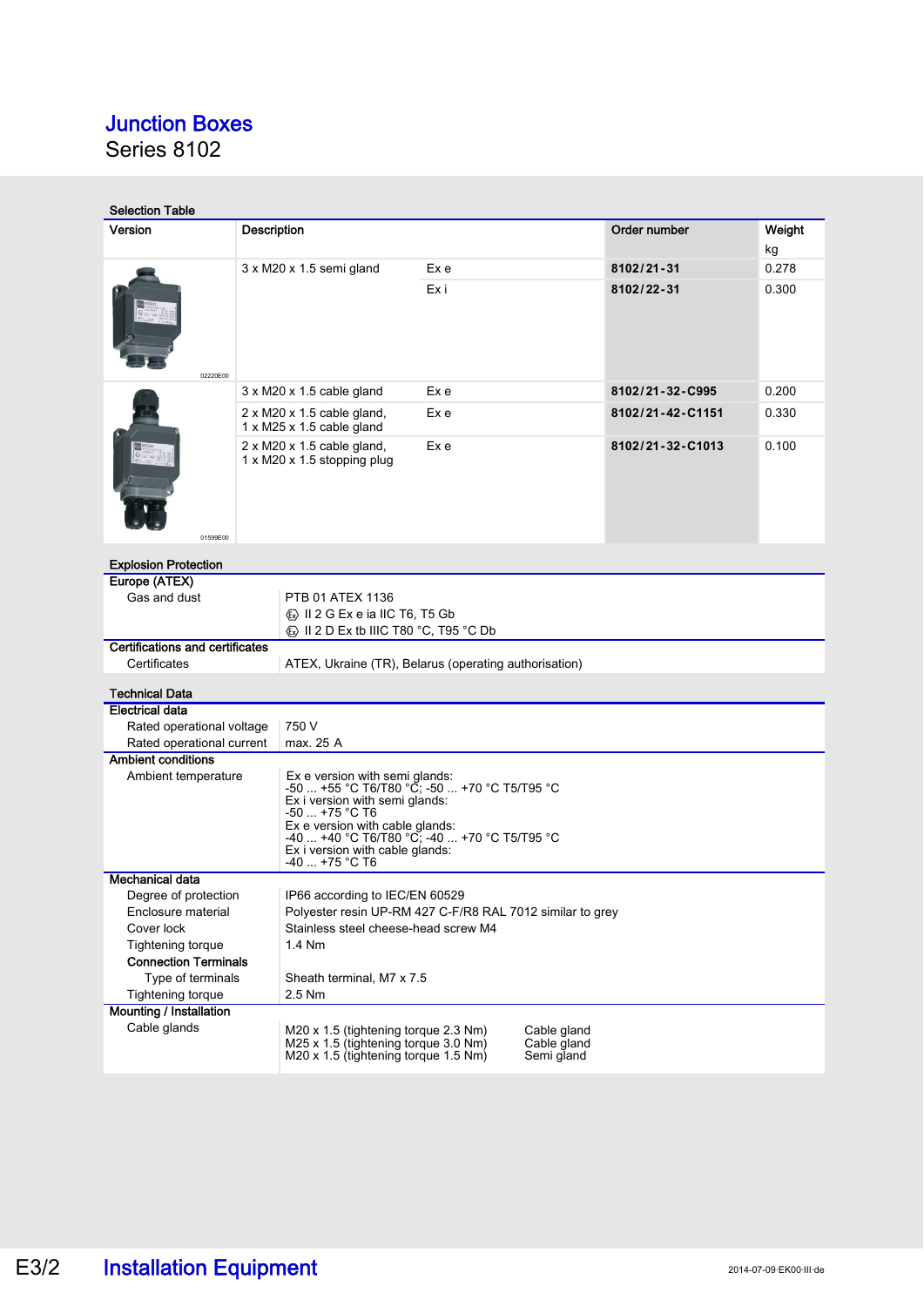# Junction Boxes
Series 8102

## Selection Table

| Version | Description | | Order number | Weight kg |
|---|---|---|---|---|
| 02220E00 | 3 x M20 x 1.5 semi gland | Ex e | **8102/21-31** | 0.278 |
| | | Ex i | **8102/22-31** | 0.300 |
| 01599E00 | 3 x M20 x 1.5 cable gland | Ex e | **8102/21-32-C995** | 0.200 |
| | 2 x M20 x 1.5 cable gland, 1 x M25 x 1.5 cable gland | Ex e | **8102/21-42-C1151** | 0.330 |
| | 2 x M20 x 1.5 cable gland, 1 x M20 x 1.5 stopping plug | Ex e | **8102/21-32-C1013** | 0.100 |

## Explosion Protection

| | |
|---|---|
| **Europe (ATEX)** | |
| Gas and dust | PTB 01 ATEX 1136<br>Ex II 2 G Ex e ia IIC T6, T5 Gb<br>Ex II 2 D Ex tb IIIC T80 °C, T95 °C Db |
| **Certifications and certificates** | |
| Certificates | ATEX, Ukraine (TR), Belarus (operating authorisation) |

## Technical Data

| | |
|---|---|
| **Electrical data** | |
| Rated operational voltage | 750 V |
| Rated operational current | max. 25 A |
| **Ambient conditions** | |
| Ambient temperature | Ex e version with semi glands:<br>-50 ... +55 °C T6/T80 °C; -50 ... +70 °C T5/T95 °C<br>Ex i version with semi glands:<br>-50 ... +75 °C T6<br>Ex e version with cable glands:<br>-40 ... +40 °C T6/T80 °C; -40 ... +70 °C T5/T95 °C<br>Ex i version with cable glands:<br>-40 ... +75 °C T6 |
| **Mechanical data** | |
| Degree of protection | IP66 according to IEC/EN 60529 |
| Enclosure material | Polyester resin UP-RM 427 C-F/R8 RAL 7012 similar to grey |
| Cover lock | Stainless steel cheese-head screw M4 |
| Tightening torque | 1.4 Nm |
| **Connection Terminals** | |
| Type of terminals | Sheath terminal, M7 x 7.5 |
| Tightening torque | 2.5 Nm |
| **Mounting / Installation** | |
| Cable glands | M20 x 1.5 (tightening torque 2.3 Nm) Cable gland<br>M25 x 1.5 (tightening torque 3.0 Nm) Cable gland<br>M20 x 1.5 (tightening torque 1.5 Nm) Semi gland |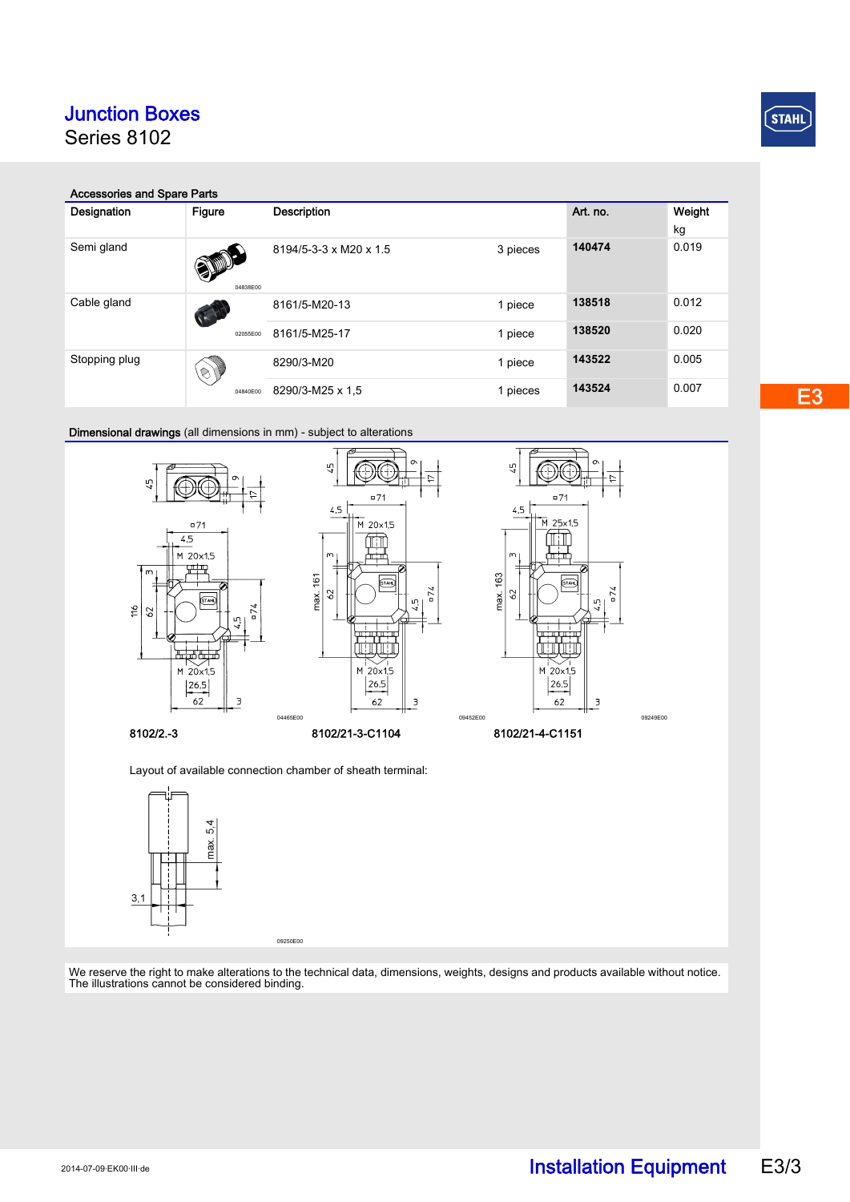# Junction Boxes
Series 8102

Accessories and Spare Parts

| Designation | Figure | Description | | Art. no. | Weight kg |
|---|---|---|---|---|---|
| Semi gland | 04838E00 | 8194/5-3-3 x M20 x 1.5 | 3 pieces | **140474** | 0.019 |
| Cable gland | 02055E00 | 8161/5-M20-13 | 1 piece | **138518** | 0.012 |
| | | 8161/5-M25-17 | 1 piece | **138520** | 0.020 |
| Stopping plug | 04840E00 | 8290/3-M20 | 1 piece | **143522** | 0.005 |
| | | 8290/3-M25 x 1,5 | 1 pieces | **143524** | 0.007 |

**Dimensional drawings** (all dimensions in mm) - subject to alterations

45
9
17
□71
4,5
M 20x1,5
3
116
62
4,5
□74
M 20x1,5
26,5
62
3
04465E00

8102/2.-3

45
9
17
□71
4,5
M 20x1,5
3
max. 161
62
4,5
□74
M 20x1,5
26,5
62
3
09452E00

8102/21-3-C1104

45
9
17
□71
4,5
M 25x1,5
3
max. 163
62
4,5
□74
M 20x1,5
26,5
62
3
09249E00

8102/21-4-C1151

Layout of available connection chamber of sheath terminal:

max. 5,4
3,1
09250E00

We reserve the right to make alterations to the technical data, dimensions, weights, designs and products available without notice. The illustrations cannot be considered binding.

2014-07-09·EK00·III·de

Installation Equipment